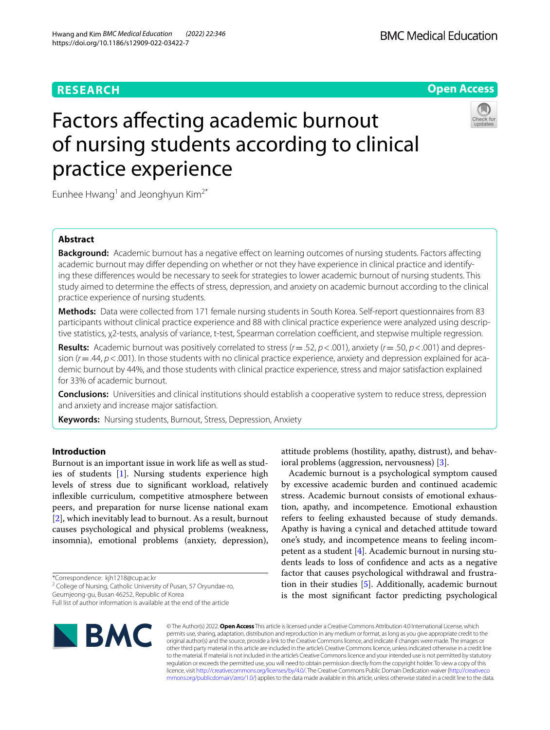RESEARCH

Open Access

# Factors affecting academic burnout of nursing students according to clinical practice experience

Eunhee Hwang[1] and Jeonghyun Kim[2*]

## Abstract

**Background:** Academic burnout has a negative effect on learning outcomes of nursing students. Factors affecting academic burnout may differ depending on whether or not they have experience in clinical practice and identifying these differences would be necessary to seek for strategies to lower academic burnout of nursing students. This study aimed to determine the effects of stress, depression, and anxiety on academic burnout according to the clinical practice experience of nursing students.

**Methods:** Data were collected from 171 female nursing students in South Korea. Self-report questionnaires from 83 participants without clinical practice experience and 88 with clinical practice experience were analyzed using descriptive statistics, $\chi^2$-tests, analysis of variance, t-test, Spearman correlation coefficient, and stepwise multiple regression.

**Results:** Academic burnout was positively correlated to stress ($r = .52$, $p < .001$), anxiety ($r = .50$, $p < .001$) and depression ($r = .44$, $p < .001$). In those students with no clinical practice experience, anxiety and depression explained for academic burnout by 44%, and those students with clinical practice experience, stress and major satisfaction explained for 33% of academic burnout.

**Conclusions:** Universities and clinical institutions should establish a cooperative system to reduce stress, depression and anxiety and increase major satisfaction.

**Keywords:** Nursing students, Burnout, Stress, Depression, Anxiety

## Introduction

Burnout is an important issue in work life as well as studies of students [1]. Nursing students experience high levels of stress due to significant workload, relatively inflexible curriculum, competitive atmosphere between peers, and preparation for nurse license national exam [2], which inevitably lead to burnout. As a result, burnout causes psychological and physical problems (weakness, insomnia), emotional problems (anxiety, depression), attitude problems (hostility, apathy, distrust), and behavioral problems (aggression, nervousness) [3].

Academic burnout is a psychological symptom caused by excessive academic burden and continued academic stress. Academic burnout consists of emotional exhaustion, apathy, and incompetence. Emotional exhaustion refers to feeling exhausted because of study demands. Apathy is having a cynical and detached attitude toward one's study, and incompetence means to feeling incompetent as a student [4]. Academic burnout in nursing students leads to loss of confidence and acts as a negative factor that causes psychological withdrawal and frustration in their studies [5]. Additionally, academic burnout is the most significant factor predicting psychological

*Correspondence: kjh1218@cup.ac.kr
[2] College of Nursing, Catholic University of Pusan, 57 Oryundae-ro, Geumjeong-gu, Busan 46252, Republic of Korea
Full list of author information is available at the end of the article

© The Author(s) 2022. **Open Access** This article is licensed under a Creative Commons Attribution 4.0 International License, which permits use, sharing, adaptation, distribution and reproduction in any medium or format, as long as you give appropriate credit to the original author(s) and the source, provide a link to the Creative Commons licence, and indicate if changes were made. The images or other third party material in this article are included in the article's Creative Commons licence, unless indicated otherwise in a credit line to the material. If material is not included in the article's Creative Commons licence and your intended use is not permitted by statutory regulation or exceeds the permitted use, you will need to obtain permission directly from the copyright holder. To view a copy of this licence, visit http://creativecommons.org/licenses/by/4.0/. The Creative Commons Public Domain Dedication waiver (http://creativecommons.org/publicdomain/zero/1.0/) applies to the data made available in this article, unless otherwise stated in a credit line to the data.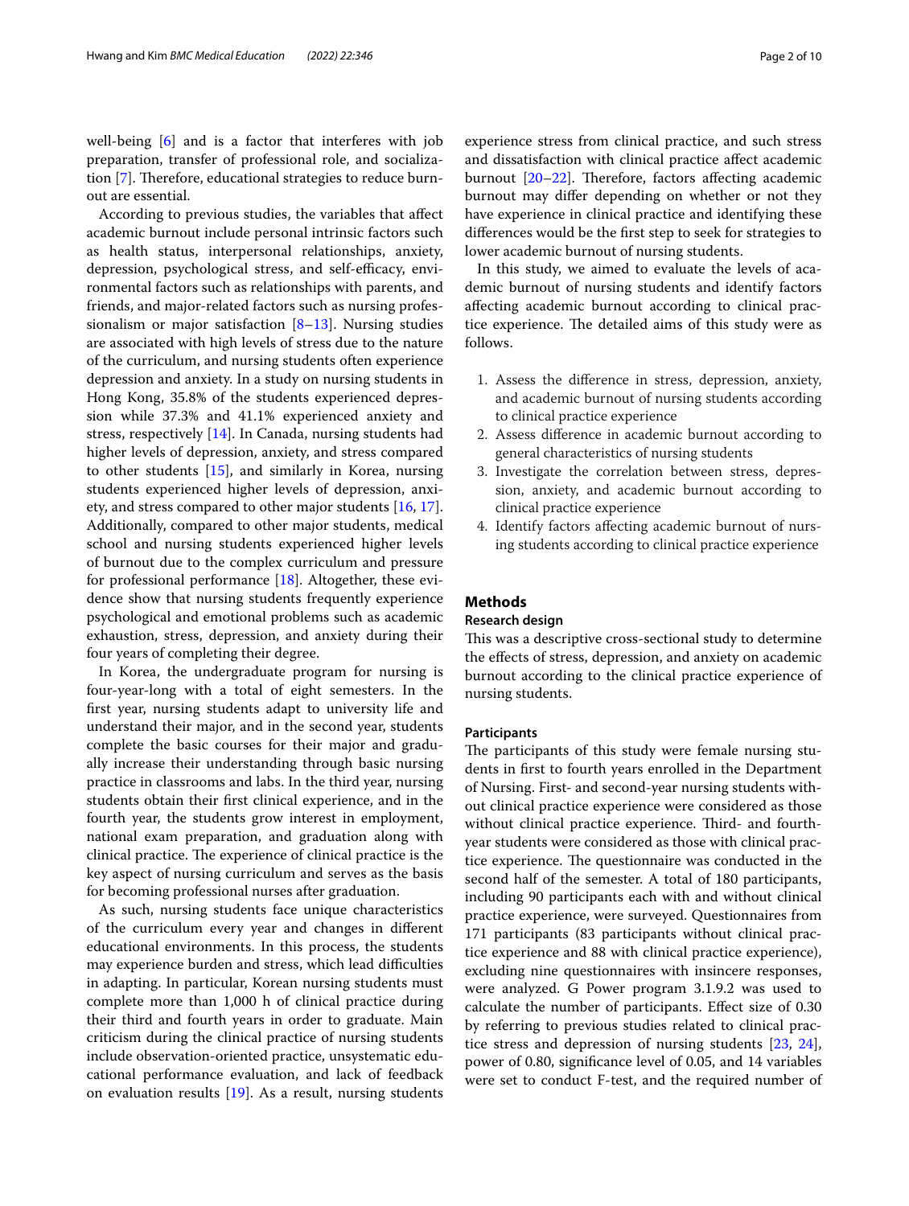well-being [6] and is a factor that interferes with job preparation, transfer of professional role, and socialization [7]. Therefore, educational strategies to reduce burnout are essential.

According to previous studies, the variables that affect academic burnout include personal intrinsic factors such as health status, interpersonal relationships, anxiety, depression, psychological stress, and self-efficacy, environmental factors such as relationships with parents, and friends, and major-related factors such as nursing professionalism or major satisfaction [8–13]. Nursing studies are associated with high levels of stress due to the nature of the curriculum, and nursing students often experience depression and anxiety. In a study on nursing students in Hong Kong, 35.8% of the students experienced depression while 37.3% and 41.1% experienced anxiety and stress, respectively [14]. In Canada, nursing students had higher levels of depression, anxiety, and stress compared to other students [15], and similarly in Korea, nursing students experienced higher levels of depression, anxiety, and stress compared to other major students [16, 17]. Additionally, compared to other major students, medical school and nursing students experienced higher levels of burnout due to the complex curriculum and pressure for professional performance [18]. Altogether, these evidence show that nursing students frequently experience psychological and emotional problems such as academic exhaustion, stress, depression, and anxiety during their four years of completing their degree.

In Korea, the undergraduate program for nursing is four-year-long with a total of eight semesters. In the first year, nursing students adapt to university life and understand their major, and in the second year, students complete the basic courses for their major and gradually increase their understanding through basic nursing practice in classrooms and labs. In the third year, nursing students obtain their first clinical experience, and in the fourth year, the students grow interest in employment, national exam preparation, and graduation along with clinical practice. The experience of clinical practice is the key aspect of nursing curriculum and serves as the basis for becoming professional nurses after graduation.

As such, nursing students face unique characteristics of the curriculum every year and changes in different educational environments. In this process, the students may experience burden and stress, which lead difficulties in adapting. In particular, Korean nursing students must complete more than 1,000 h of clinical practice during their third and fourth years in order to graduate. Main criticism during the clinical practice of nursing students include observation-oriented practice, unsystematic educational performance evaluation, and lack of feedback on evaluation results [19]. As a result, nursing students experience stress from clinical practice, and such stress and dissatisfaction with clinical practice affect academic burnout [20–22]. Therefore, factors affecting academic burnout may differ depending on whether or not they have experience in clinical practice and identifying these differences would be the first step to seek for strategies to lower academic burnout of nursing students.

In this study, we aimed to evaluate the levels of academic burnout of nursing students and identify factors affecting academic burnout according to clinical practice experience. The detailed aims of this study were as follows.

1. Assess the difference in stress, depression, anxiety, and academic burnout of nursing students according to clinical practice experience
2. Assess difference in academic burnout according to general characteristics of nursing students
3. Investigate the correlation between stress, depression, anxiety, and academic burnout according to clinical practice experience
4. Identify factors affecting academic burnout of nursing students according to clinical practice experience

## Methods

### Research design

This was a descriptive cross-sectional study to determine the effects of stress, depression, and anxiety on academic burnout according to the clinical practice experience of nursing students.

#### Participants

The participants of this study were female nursing students in first to fourth years enrolled in the Department of Nursing. First- and second-year nursing students without clinical practice experience were considered as those without clinical practice experience. Third- and fourth-year students were considered as those with clinical practice experience. The questionnaire was conducted in the second half of the semester. A total of 180 participants, including 90 participants each with and without clinical practice experience, were surveyed. Questionnaires from 171 participants (83 participants without clinical practice experience and 88 with clinical practice experience), excluding nine questionnaires with insincere responses, were analyzed. G Power program 3.1.9.2 was used to calculate the number of participants. Effect size of 0.30 by referring to previous studies related to clinical practice stress and depression of nursing students [23, 24], power of 0.80, significance level of 0.05, and 14 variables were set to conduct F-test, and the required number of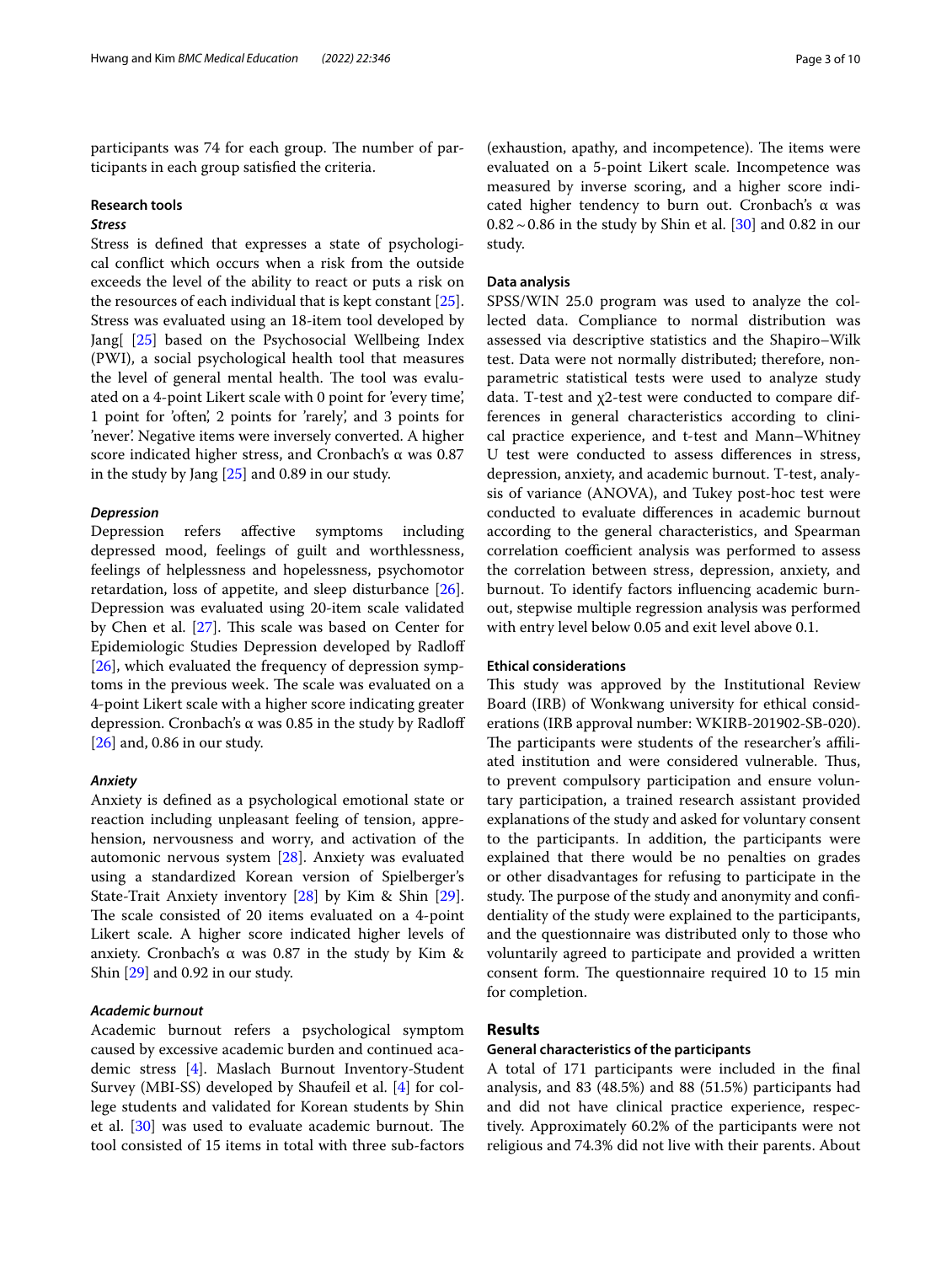participants was 74 for each group. The number of participants in each group satisfied the criteria.

### Research tools

#### *Stress*

Stress is defined that expresses a state of psychological conflict which occurs when a risk from the outside exceeds the level of the ability to react or puts a risk on the resources of each individual that is kept constant [25]. Stress was evaluated using an 18-item tool developed by Jang[ [25] based on the Psychosocial Wellbeing Index (PWI), a social psychological health tool that measures the level of general mental health. The tool was evaluated on a 4-point Likert scale with 0 point for 'every time', 1 point for 'often', 2 points for 'rarely', and 3 points for 'never'. Negative items were inversely converted. A higher score indicated higher stress, and Cronbach's α was 0.87 in the study by Jang [25] and 0.89 in our study.

#### *Depression*

Depression refers affective symptoms including depressed mood, feelings of guilt and worthlessness, feelings of helplessness and hopelessness, psychomotor retardation, loss of appetite, and sleep disturbance [26]. Depression was evaluated using 20-item scale validated by Chen et al. [27]. This scale was based on Center for Epidemiologic Studies Depression developed by Radloff [26], which evaluated the frequency of depression symptoms in the previous week. The scale was evaluated on a 4-point Likert scale with a higher score indicating greater depression. Cronbach's α was 0.85 in the study by Radloff [26] and, 0.86 in our study.

#### *Anxiety*

Anxiety is defined as a psychological emotional state or reaction including unpleasant feeling of tension, apprehension, nervousness and worry, and activation of the automonic nervous system [28]. Anxiety was evaluated using a standardized Korean version of Spielberger's State-Trait Anxiety inventory [28] by Kim & Shin [29]. The scale consisted of 20 items evaluated on a 4-point Likert scale. A higher score indicated higher levels of anxiety. Cronbach's α was 0.87 in the study by Kim & Shin [29] and 0.92 in our study.

#### *Academic burnout*

Academic burnout refers a psychological symptom caused by excessive academic burden and continued academic stress [4]. Maslach Burnout Inventory-Student Survey (MBI-SS) developed by Shaufeil et al. [4] for college students and validated for Korean students by Shin et al. [30] was used to evaluate academic burnout. The tool consisted of 15 items in total with three sub-factors (exhaustion, apathy, and incompetence). The items were evaluated on a 5-point Likert scale. Incompetence was measured by inverse scoring, and a higher score indicated higher tendency to burn out. Cronbach's α was 0.82 ~ 0.86 in the study by Shin et al. [30] and 0.82 in our study.

### Data analysis

SPSS/WIN 25.0 program was used to analyze the collected data. Compliance to normal distribution was assessed via descriptive statistics and the Shapiro–Wilk test. Data were not normally distributed; therefore, nonparametric statistical tests were used to analyze study data. T-test and $\chi 2$-test were conducted to compare differences in general characteristics according to clinical practice experience, and t-test and Mann–Whitney U test were conducted to assess differences in stress, depression, anxiety, and academic burnout. T-test, analysis of variance (ANOVA), and Tukey post-hoc test were conducted to evaluate differences in academic burnout according to the general characteristics, and Spearman correlation coefficient analysis was performed to assess the correlation between stress, depression, anxiety, and burnout. To identify factors influencing academic burnout, stepwise multiple regression analysis was performed with entry level below 0.05 and exit level above 0.1.

### Ethical considerations

This study was approved by the Institutional Review Board (IRB) of Wonkwang university for ethical considerations (IRB approval number: WKIRB-201902-SB-020). The participants were students of the researcher's affiliated institution and were considered vulnerable. Thus, to prevent compulsory participation and ensure voluntary participation, a trained research assistant provided explanations of the study and asked for voluntary consent to the participants. In addition, the participants were explained that there would be no penalties on grades or other disadvantages for refusing to participate in the study. The purpose of the study and anonymity and confidentiality of the study were explained to the participants, and the questionnaire was distributed only to those who voluntarily agreed to participate and provided a written consent form. The questionnaire required 10 to 15 min for completion.

## Results

### General characteristics of the participants

A total of 171 participants were included in the final analysis, and 83 (48.5%) and 88 (51.5%) participants had and did not have clinical practice experience, respectively. Approximately 60.2% of the participants were not religious and 74.3% did not live with their parents. About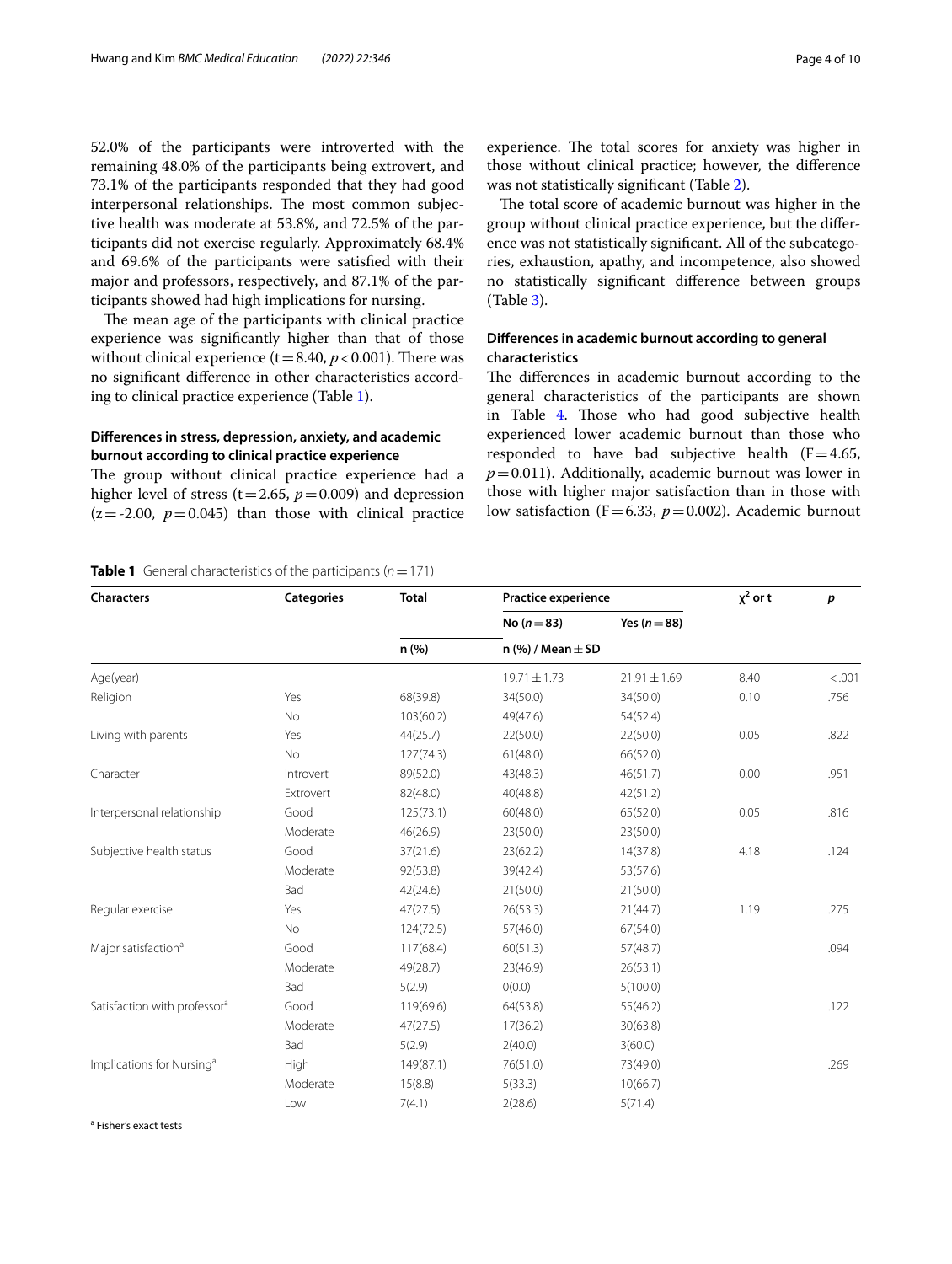52.0% of the participants were introverted with the remaining 48.0% of the participants being extrovert, and 73.1% of the participants responded that they had good interpersonal relationships. The most common subjective health was moderate at 53.8%, and 72.5% of the participants did not exercise regularly. Approximately 68.4% and 69.6% of the participants were satisfied with their major and professors, respectively, and 87.1% of the participants showed had high implications for nursing.

The mean age of the participants with clinical practice experience was significantly higher than that of those without clinical experience ($t = 8.40$, $p < 0.001$). There was no significant difference in other characteristics according to clinical practice experience (Table 1).

### Differences in stress, depression, anxiety, and academic burnout according to clinical practice experience

The group without clinical practice experience had a higher level of stress ($t = 2.65$, $p = 0.009$) and depression ($z = -2.00$, $p = 0.045$) than those with clinical practice experience. The total scores for anxiety was higher in those without clinical practice; however, the difference was not statistically significant (Table 2).

The total score of academic burnout was higher in the group without clinical practice experience, but the difference was not statistically significant. All of the subcategories, exhaustion, apathy, and incompetence, also showed no statistically significant difference between groups (Table 3).

### Differences in academic burnout according to general characteristics

The differences in academic burnout according to the general characteristics of the participants are shown in Table 4. Those who had good subjective health experienced lower academic burnout than those who responded to have bad subjective health ($F = 4.65$, $p = 0.011$). Additionally, academic burnout was lower in those with higher major satisfaction than in those with low satisfaction ($F = 6.33$, $p = 0.002$). Academic burnout

**Table 1** General characteristics of the participants ($n = 171$)

| Characters | Categories | Total | Practice experience | | $\chi^2$ or t | p |
|---|---|---|---|---|---|---|
| | | | No ($n = 83$) | Yes ($n = 88$) | | |
| | | n (%) | n (%) / Mean ± SD | | | |
| Age(year) | | | 19.71 ± 1.73 | 21.91 ± 1.69 | 8.40 | <.001 |
| Religion | Yes | 68(39.8) | 34(50.0) | 34(50.0) | 0.10 | .756 |
| | No | 103(60.2) | 49(47.6) | 54(52.4) | | |
| Living with parents | Yes | 44(25.7) | 22(50.0) | 22(50.0) | 0.05 | .822 |
| | No | 127(74.3) | 61(48.0) | 66(52.0) | | |
| Character | Introvert | 89(52.0) | 43(48.3) | 46(51.7) | 0.00 | .951 |
| | Extrovert | 82(48.0) | 40(48.8) | 42(51.2) | | |
| Interpersonal relationship | Good | 125(73.1) | 60(48.0) | 65(52.0) | 0.05 | .816 |
| | Moderate | 46(26.9) | 23(50.0) | 23(50.0) | | |
| Subjective health status | Good | 37(21.6) | 23(62.2) | 14(37.8) | 4.18 | .124 |
| | Moderate | 92(53.8) | 39(42.4) | 53(57.6) | | |
| | Bad | 42(24.6) | 21(50.0) | 21(50.0) | | |
| Regular exercise | Yes | 47(27.5) | 26(53.3) | 21(44.7) | 1.19 | .275 |
| | No | 124(72.5) | 57(46.0) | 67(54.0) | | |
| Major satisfaction[a] | Good | 117(68.4) | 60(51.3) | 57(48.7) | | .094 |
| | Moderate | 49(28.7) | 23(46.9) | 26(53.1) | | |
| | Bad | 5(2.9) | 0(0.0) | 5(100.0) | | |
| Satisfaction with professor[a] | Good | 119(69.6) | 64(53.8) | 55(46.2) | | .122 |
| | Moderate | 47(27.5) | 17(36.2) | 30(63.8) | | |
| | Bad | 5(2.9) | 2(40.0) | 3(60.0) | | |
| Implications for Nursing[a] | High | 149(87.1) | 76(51.0) | 73(49.0) | | .269 |
| | Moderate | 15(8.8) | 5(33.3) | 10(66.7) | | |
| | Low | 7(4.1) | 2(28.6) | 5(71.4) | | |

[a] Fisher's exact tests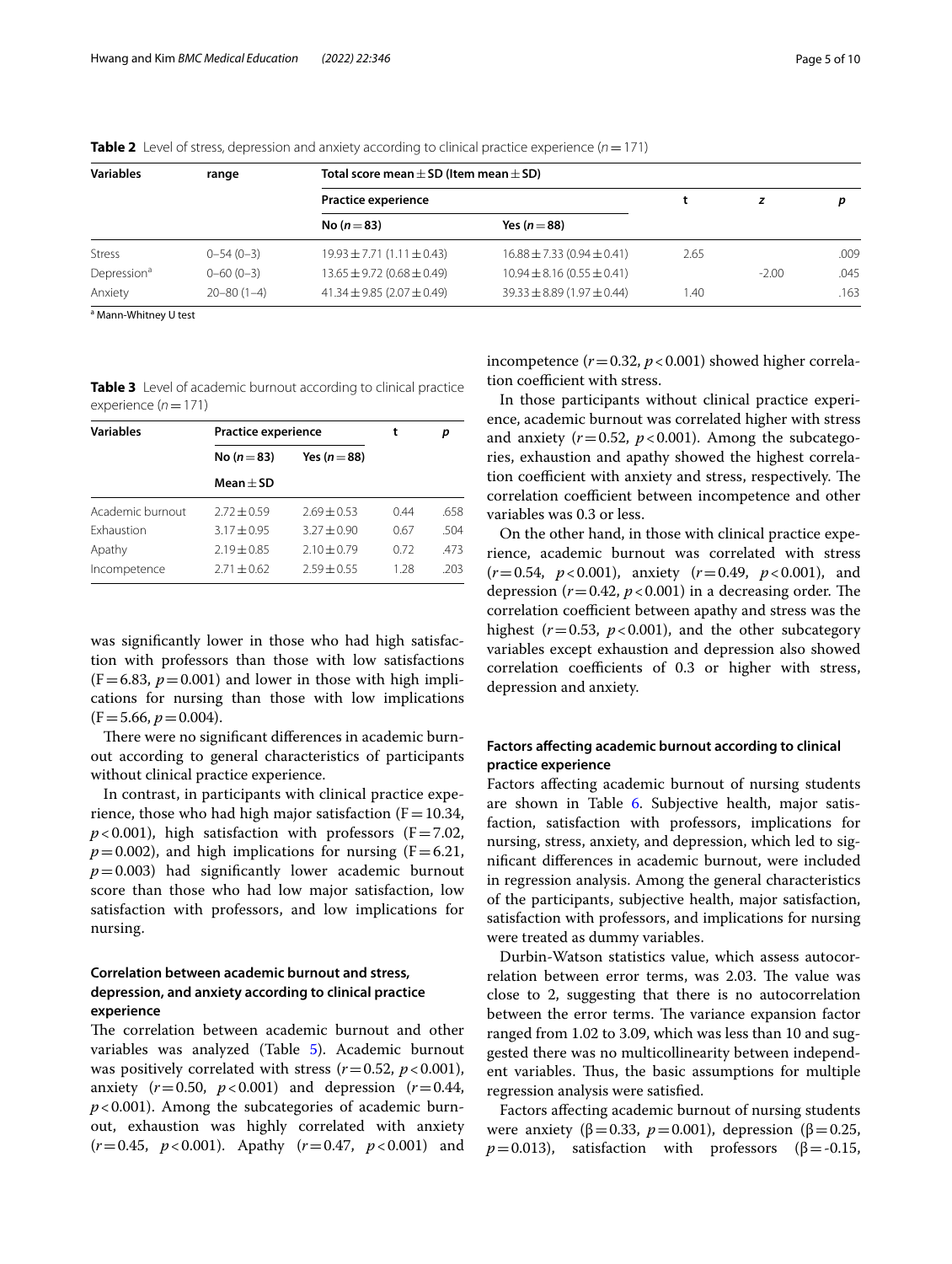**Table 2** Level of stress, depression and anxiety according to clinical practice experience ($n = 171$)

| Variables | range | Total score mean ± SD (Item mean ± SD) | | | | |
|---|---|---|---|---|---|---|
| | | Practice experience | | t | z | p |
| | | No ($n = 83$) | Yes ($n = 88$) | | | |
| Stress | 0–54 (0–3) | 19.93 ± 7.71 (1.11 ± 0.43) | 16.88 ± 7.33 (0.94 ± 0.41) | 2.65 | | .009 |
| Depression[a] | 0–60 (0–3) | 13.65 ± 9.72 (0.68 ± 0.49) | 10.94 ± 8.16 (0.55 ± 0.41) | | -2.00 | .045 |
| Anxiety | 20–80 (1–4) | 41.34 ± 9.85 (2.07 ± 0.49) | 39.33 ± 8.89 (1.97 ± 0.44) | 1.40 | | .163 |

[a] Mann-Whitney U test

**Table 3** Level of academic burnout according to clinical practice experience ($n = 171$)

| Variables | Practice experience | | t | p |
|---|---|---|---|---|
| | No ($n = 83$) | Yes ($n = 88$) | | |
| | Mean ± SD | | | |
| Academic burnout | 2.72 ± 0.59 | 2.69 ± 0.53 | 0.44 | .658 |
| Exhaustion | 3.17 ± 0.95 | 3.27 ± 0.90 | 0.67 | .504 |
| Apathy | 2.19 ± 0.85 | 2.10 ± 0.79 | 0.72 | .473 |
| Incompetence | 2.71 ± 0.62 | 2.59 ± 0.55 | 1.28 | .203 |

was significantly lower in those who had high satisfaction with professors than those with low satisfactions ($F = 6.83$, $p = 0.001$) and lower in those with high implications for nursing than those with low implications ($F = 5.66$, $p = 0.004$).

There were no significant differences in academic burnout according to general characteristics of participants without clinical practice experience.

In contrast, in participants with clinical practice experience, those who had high major satisfaction ($F = 10.34$, $p < 0.001$), high satisfaction with professors ($F = 7.02$, $p = 0.002$), and high implications for nursing ($F = 6.21$, $p = 0.003$) had significantly lower academic burnout score than those who had low major satisfaction, low satisfaction with professors, and low implications for nursing.

### Correlation between academic burnout and stress, depression, and anxiety according to clinical practice experience

The correlation between academic burnout and other variables was analyzed (Table 5). Academic burnout was positively correlated with stress ($r = 0.52$, $p < 0.001$), anxiety ($r = 0.50$, $p < 0.001$) and depression ($r = 0.44$, $p < 0.001$). Among the subcategories of academic burnout, exhaustion was highly correlated with anxiety ($r = 0.45$, $p < 0.001$). Apathy ($r = 0.47$, $p < 0.001$) and incompetence ($r = 0.32$, $p < 0.001$) showed higher correlation coefficient with stress.

In those participants without clinical practice experience, academic burnout was correlated higher with stress and anxiety ($r = 0.52$, $p < 0.001$). Among the subcategories, exhaustion and apathy showed the highest correlation coefficient with anxiety and stress, respectively. The correlation coefficient between incompetence and other variables was 0.3 or less.

On the other hand, in those with clinical practice experience, academic burnout was correlated with stress ($r = 0.54$, $p < 0.001$), anxiety ($r = 0.49$, $p < 0.001$), and depression ($r = 0.42$, $p < 0.001$) in a decreasing order. The correlation coefficient between apathy and stress was the highest ($r = 0.53$, $p < 0.001$), and the other subcategory variables except exhaustion and depression also showed correlation coefficients of 0.3 or higher with stress, depression and anxiety.

### Factors affecting academic burnout according to clinical practice experience

Factors affecting academic burnout of nursing students are shown in Table 6. Subjective health, major satisfaction, satisfaction with professors, implications for nursing, stress, anxiety, and depression, which led to significant differences in academic burnout, were included in regression analysis. Among the general characteristics of the participants, subjective health, major satisfaction, satisfaction with professors, and implications for nursing were treated as dummy variables.

Durbin-Watson statistics value, which assess autocorrelation between error terms, was 2.03. The value was close to 2, suggesting that there is no autocorrelation between the error terms. The variance expansion factor ranged from 1.02 to 3.09, which was less than 10 and suggested there was no multicollinearity between independent variables. Thus, the basic assumptions for multiple regression analysis were satisfied.

Factors affecting academic burnout of nursing students were anxiety ($\beta = 0.33$, $p = 0.001$), depression ($\beta = 0.25$, $p = 0.013$), satisfaction with professors ($\beta = -0.15$,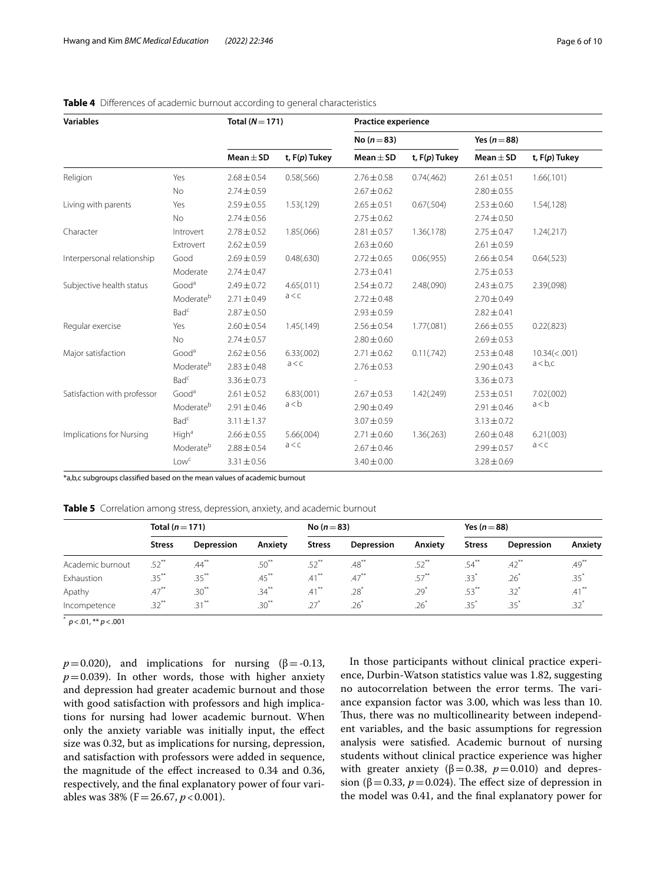**Table 4** Differences of academic burnout according to general characteristics

| Variables | | Total ($N=171$) | | Practice experience | | | |
|---|---|---|---|---|---|---|---|
| | | | | No ($n=83$) | | Yes ($n=88$) | |
| | | Mean ± SD | t, F($p$) Tukey | Mean ± SD | t, F($p$) Tukey | Mean ± SD | t, F($p$) Tukey |
| Religion | Yes | 2.68 ± 0.54 | 0.58(.566) | 2.76 ± 0.58 | 0.74(.462) | 2.61 ± 0.51 | 1.66(.101) |
| | No | 2.74 ± 0.59 | | 2.67 ± 0.62 | | 2.80 ± 0.55 | |
| Living with parents | Yes | 2.59 ± 0.55 | 1.53(.129) | 2.65 ± 0.51 | 0.67(.504) | 2.53 ± 0.60 | 1.54(.128) |
| | No | 2.74 ± 0.56 | | 2.75 ± 0.62 | | 2.74 ± 0.50 | |
| Character | Introvert | 2.78 ± 0.52 | 1.85(.066) | 2.81 ± 0.57 | 1.36(.178) | 2.75 ± 0.47 | 1.24(.217) |
| | Extrovert | 2.62 ± 0.59 | | 2.63 ± 0.60 | | 2.61 ± 0.59 | |
| Interpersonal relationship | Good | 2.69 ± 0.59 | 0.48(.630) | 2.72 ± 0.65 | 0.06(.955) | 2.66 ± 0.54 | 0.64(.523) |
| | Moderate | 2.74 ± 0.47 | | 2.73 ± 0.41 | | 2.75 ± 0.53 | |
| Subjective health status | Good[a] | 2.49 ± 0.72 | 4.65(.011) a < c | 2.54 ± 0.72 | 2.48(.090) | 2.43 ± 0.75 | 2.39(.098) |
| | Moderate[b] | 2.71 ± 0.49 | | 2.72 ± 0.48 | | 2.70 ± 0.49 | |
| | Bad[c] | 2.87 ± 0.50 | | 2.93 ± 0.59 | | 2.82 ± 0.41 | |
| Regular exercise | Yes | 2.60 ± 0.54 | 1.45(.149) | 2.56 ± 0.54 | 1.77(.081) | 2.66 ± 0.55 | 0.22(.823) |
| | No | 2.74 ± 0.57 | | 2.80 ± 0.60 | | 2.69 ± 0.53 | |
| Major satisfaction | Good[a] | 2.62 ± 0.56 | 6.33(.002) a < c | 2.71 ± 0.62 | 0.11(.742) | 2.53 ± 0.48 | 10.34(< .001) a < b,c |
| | Moderate[b] | 2.83 ± 0.48 | | 2.76 ± 0.53 | | 2.90 ± 0.43 | |
| | Bad[c] | 3.36 ± 0.73 | | - | | 3.36 ± 0.73 | |
| Satisfaction with professor | Good[a] | 2.61 ± 0.52 | 6.83(.001) a < b | 2.67 ± 0.53 | 1.42(.249) | 2.53 ± 0.51 | 7.02(.002) a < b |
| | Moderate[b] | 2.91 ± 0.46 | | 2.90 ± 0.49 | | 2.91 ± 0.46 | |
| | Bad[c] | 3.11 ± 1.37 | | 3.07 ± 0.59 | | 3.13 ± 0.72 | |
| Implications for Nursing | High[a] | 2.66 ± 0.55 | 5.66(.004) a < c | 2.71 ± 0.60 | 1.36(.263) | 2.60 ± 0.48 | 6.21(.003) a < c |
| | Moderate[b] | 2.88 ± 0.54 | | 2.67 ± 0.46 | | 2.99 ± 0.57 | |
| | Low[c] | 3.31 ± 0.56 | | 3.40 ± 0.00 | | 3.28 ± 0.69 | |

*a,b,c subgroups classified based on the mean values of academic burnout

**Table 5** Correlation among stress, depression, anxiety, and academic burnout

| | Total ($n=171$) | | | No ($n=83$) | | | Yes ($n=88$) | | |
|---|---|---|---|---|---|---|---|---|---|
| | Stress | Depression | Anxiety | Stress | Depression | Anxiety | Stress | Depression | Anxiety |
| Academic burnout | .52** | .44** | .50** | .52** | .48** | .52** | .54** | .42** | .49** |
| Exhaustion | .35** | .35** | .45** | .41** | .47** | .57** | .33* | .26* | .35* |
| Apathy | .47** | .30** | .34** | .41** | .28* | .29* | .53** | .32* | .41** |
| Incompetence | .32** | .31** | .30** | .27* | .26* | .26* | .35* | .35* | .32* |

* $p<.01$, ** $p<.001$

$p=0.020$), and implications for nursing ($\beta=-0.13$, $p=0.039$). In other words, those with higher anxiety and depression had greater academic burnout and those with good satisfaction with professors and high implications for nursing had lower academic burnout. When only the anxiety variable was initially input, the effect size was 0.32, but as implications for nursing, depression, and satisfaction with professors were added in sequence, the magnitude of the effect increased to 0.34 and 0.36, respectively, and the final explanatory power of four variables was 38% ($F=26.67$, $p<0.001$).

In those participants without clinical practice experience, Durbin-Watson statistics value was 1.82, suggesting no autocorrelation between the error terms. The variance expansion factor was 3.00, which was less than 10. Thus, there was no multicollinearity between independent variables, and the basic assumptions for regression analysis were satisfied. Academic burnout of nursing students without clinical practice experience was higher with greater anxiety ($\beta=0.38$, $p=0.010$) and depression ($\beta=0.33$, $p=0.024$). The effect size of depression in the model was 0.41, and the final explanatory power for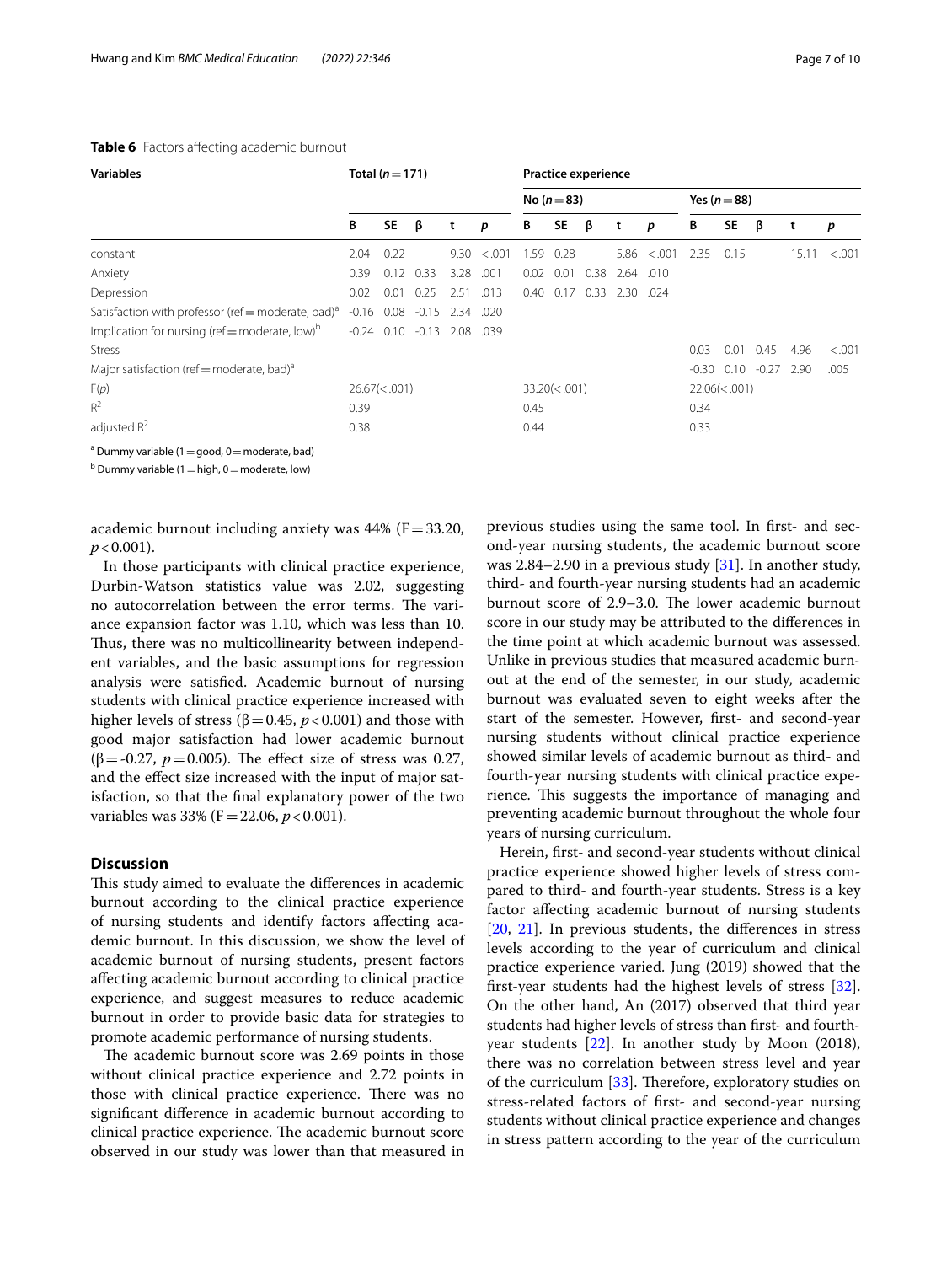**Table 6** Factors affecting academic burnout

| Variables | Total (n = 171) | | | | | Practice experience | | | | | | | | | |
|---|---|---|---|---|---|---|---|---|---|---|---|---|---|---|---|
| | | | | | | No (n = 83) | | | | | Yes (n = 88) | | | | |
| | B | SE | β | t | p | B | SE | β | t | p | B | SE | β | t | p |
| constant | 2.04 | 0.22 | | 9.30 | <.001 | 1.59 | 0.28 | | 5.86 | <.001 | 2.35 | 0.15 | | 15.11 | <.001 |
| Anxiety | 0.39 | 0.12 | 0.33 | 3.28 | .001 | 0.02 | 0.01 | 0.38 | 2.64 | .010 | | | | | |
| Depression | 0.02 | 0.01 | 0.25 | 2.51 | .013 | 0.40 | 0.17 | 0.33 | 2.30 | .024 | | | | | |
| Satisfaction with professor (ref = moderate, bad)[a] | -0.16 | 0.08 | -0.15 | 2.34 | .020 | | | | | | | | | | |
| Implication for nursing (ref = moderate, low)[b] | -0.24 | 0.10 | -0.13 | 2.08 | .039 | | | | | | | | | | |
| Stress | | | | | | | | | | | 0.03 | 0.01 | 0.45 | 4.96 | <.001 |
| Major satisfaction (ref = moderate, bad)[a] | | | | | | | | | | | -0.30 | 0.10 | -0.27 | 2.90 | .005 |
| F(p) | 26.67(<.001) | | | | | 33.20(<.001) | | | | | 22.06(<.001) | | | | |
| $R^2$ | 0.39 | | | | | 0.45 | | | | | 0.34 | | | | |
| adjusted $R^2$ | 0.38 | | | | | 0.44 | | | | | 0.33 | | | | |

[a] Dummy variable (1 = good, 0 = moderate, bad)

[b] Dummy variable (1 = high, 0 = moderate, low)

academic burnout including anxiety was 44% ($F = 33.20$, $p < 0.001$).

In those participants with clinical practice experience, Durbin-Watson statistics value was 2.02, suggesting no autocorrelation between the error terms. The variance expansion factor was 1.10, which was less than 10. Thus, there was no multicollinearity between independent variables, and the basic assumptions for regression analysis were satisfied. Academic burnout of nursing students with clinical practice experience increased with higher levels of stress ($\beta = 0.45$, $p < 0.001$) and those with good major satisfaction had lower academic burnout ($\beta = -0.27$, $p = 0.005$). The effect size of stress was 0.27, and the effect size increased with the input of major satisfaction, so that the final explanatory power of the two variables was 33% ($F = 22.06$, $p < 0.001$).

## Discussion

This study aimed to evaluate the differences in academic burnout according to the clinical practice experience of nursing students and identify factors affecting academic burnout. In this discussion, we show the level of academic burnout of nursing students, present factors affecting academic burnout according to clinical practice experience, and suggest measures to reduce academic burnout in order to provide basic data for strategies to promote academic performance of nursing students.

The academic burnout score was 2.69 points in those without clinical practice experience and 2.72 points in those with clinical practice experience. There was no significant difference in academic burnout according to clinical practice experience. The academic burnout score observed in our study was lower than that measured in previous studies using the same tool. In first- and second-year nursing students, the academic burnout score was 2.84–2.90 in a previous study [31]. In another study, third- and fourth-year nursing students had an academic burnout score of 2.9–3.0. The lower academic burnout score in our study may be attributed to the differences in the time point at which academic burnout was assessed. Unlike in previous studies that measured academic burnout at the end of the semester, in our study, academic burnout was evaluated seven to eight weeks after the start of the semester. However, first- and second-year nursing students without clinical practice experience showed similar levels of academic burnout as third- and fourth-year nursing students with clinical practice experience. This suggests the importance of managing and preventing academic burnout throughout the whole four years of nursing curriculum.

Herein, first- and second-year students without clinical practice experience showed higher levels of stress compared to third- and fourth-year students. Stress is a key factor affecting academic burnout of nursing students [20, 21]. In previous students, the differences in stress levels according to the year of curriculum and clinical practice experience varied. Jung (2019) showed that the first-year students had the highest levels of stress [32]. On the other hand, An (2017) observed that third year students had higher levels of stress than first- and fourth-year students [22]. In another study by Moon (2018), there was no correlation between stress level and year of the curriculum [33]. Therefore, exploratory studies on stress-related factors of first- and second-year nursing students without clinical practice experience and changes in stress pattern according to the year of the curriculum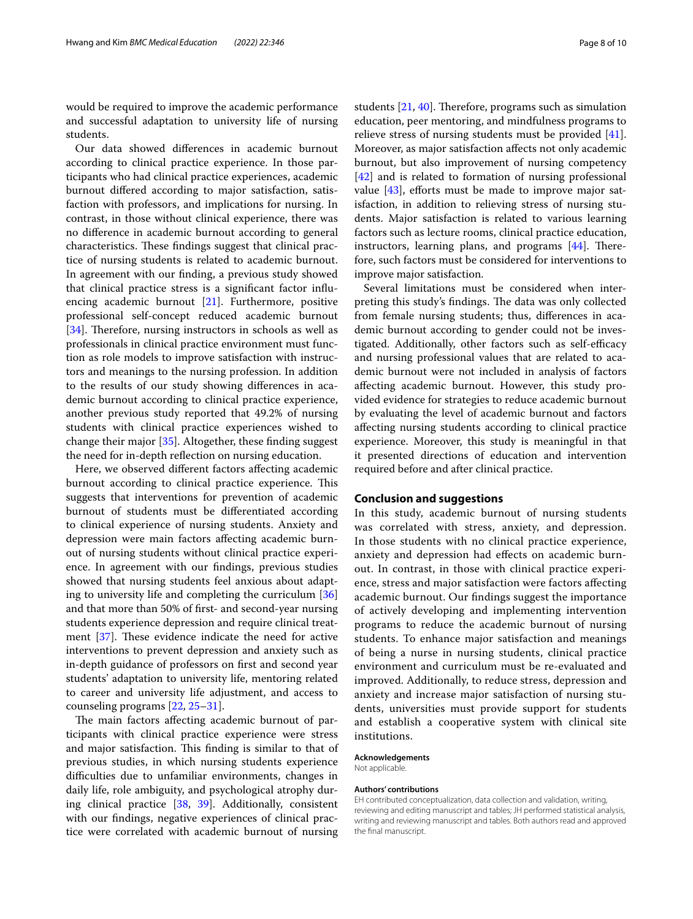would be required to improve the academic performance and successful adaptation to university life of nursing students.

Our data showed differences in academic burnout according to clinical practice experience. In those participants who had clinical practice experiences, academic burnout differed according to major satisfaction, satisfaction with professors, and implications for nursing. In contrast, in those without clinical experience, there was no difference in academic burnout according to general characteristics. These findings suggest that clinical practice of nursing students is related to academic burnout. In agreement with our finding, a previous study showed that clinical practice stress is a significant factor influencing academic burnout [21]. Furthermore, positive professional self-concept reduced academic burnout [34]. Therefore, nursing instructors in schools as well as professionals in clinical practice environment must function as role models to improve satisfaction with instructors and meanings to the nursing profession. In addition to the results of our study showing differences in academic burnout according to clinical practice experience, another previous study reported that 49.2% of nursing students with clinical practice experiences wished to change their major [35]. Altogether, these finding suggest the need for in-depth reflection on nursing education.

Here, we observed different factors affecting academic burnout according to clinical practice experience. This suggests that interventions for prevention of academic burnout of students must be differentiated according to clinical experience of nursing students. Anxiety and depression were main factors affecting academic burnout of nursing students without clinical practice experience. In agreement with our findings, previous studies showed that nursing students feel anxious about adapting to university life and completing the curriculum [36] and that more than 50% of first- and second-year nursing students experience depression and require clinical treatment [37]. These evidence indicate the need for active interventions to prevent depression and anxiety such as in-depth guidance of professors on first and second year students' adaptation to university life, mentoring related to career and university life adjustment, and access to counseling programs [22, 25–31].

The main factors affecting academic burnout of participants with clinical practice experience were stress and major satisfaction. This finding is similar to that of previous studies, in which nursing students experience difficulties due to unfamiliar environments, changes in daily life, role ambiguity, and psychological atrophy during clinical practice [38, 39]. Additionally, consistent with our findings, negative experiences of clinical practice were correlated with academic burnout of nursing students [21, 40]. Therefore, programs such as simulation education, peer mentoring, and mindfulness programs to relieve stress of nursing students must be provided [41]. Moreover, as major satisfaction affects not only academic burnout, but also improvement of nursing competency [42] and is related to formation of nursing professional value [43], efforts must be made to improve major satisfaction, in addition to relieving stress of nursing students. Major satisfaction is related to various learning factors such as lecture rooms, clinical practice education, instructors, learning plans, and programs [44]. Therefore, such factors must be considered for interventions to improve major satisfaction.

Several limitations must be considered when interpreting this study's findings. The data was only collected from female nursing students; thus, differences in academic burnout according to gender could not be investigated. Additionally, other factors such as self-efficacy and nursing professional values that are related to academic burnout were not included in analysis of factors affecting academic burnout. However, this study provided evidence for strategies to reduce academic burnout by evaluating the level of academic burnout and factors affecting nursing students according to clinical practice experience. Moreover, this study is meaningful in that it presented directions of education and intervention required before and after clinical practice.

## Conclusion and suggestions

In this study, academic burnout of nursing students was correlated with stress, anxiety, and depression. In those students with no clinical practice experience, anxiety and depression had effects on academic burnout. In contrast, in those with clinical practice experience, stress and major satisfaction were factors affecting academic burnout. Our findings suggest the importance of actively developing and implementing intervention programs to reduce the academic burnout of nursing students. To enhance major satisfaction and meanings of being a nurse in nursing students, clinical practice environment and curriculum must be re-evaluated and improved. Additionally, to reduce stress, depression and anxiety and increase major satisfaction of nursing students, universities must provide support for students and establish a cooperative system with clinical site institutions.

#### Acknowledgements

Not applicable.

#### Authors' contributions

EH contributed conceptualization, data collection and validation, writing, reviewing and editing manuscript and tables; JH performed statistical analysis, writing and reviewing manuscript and tables. Both authors read and approved the final manuscript.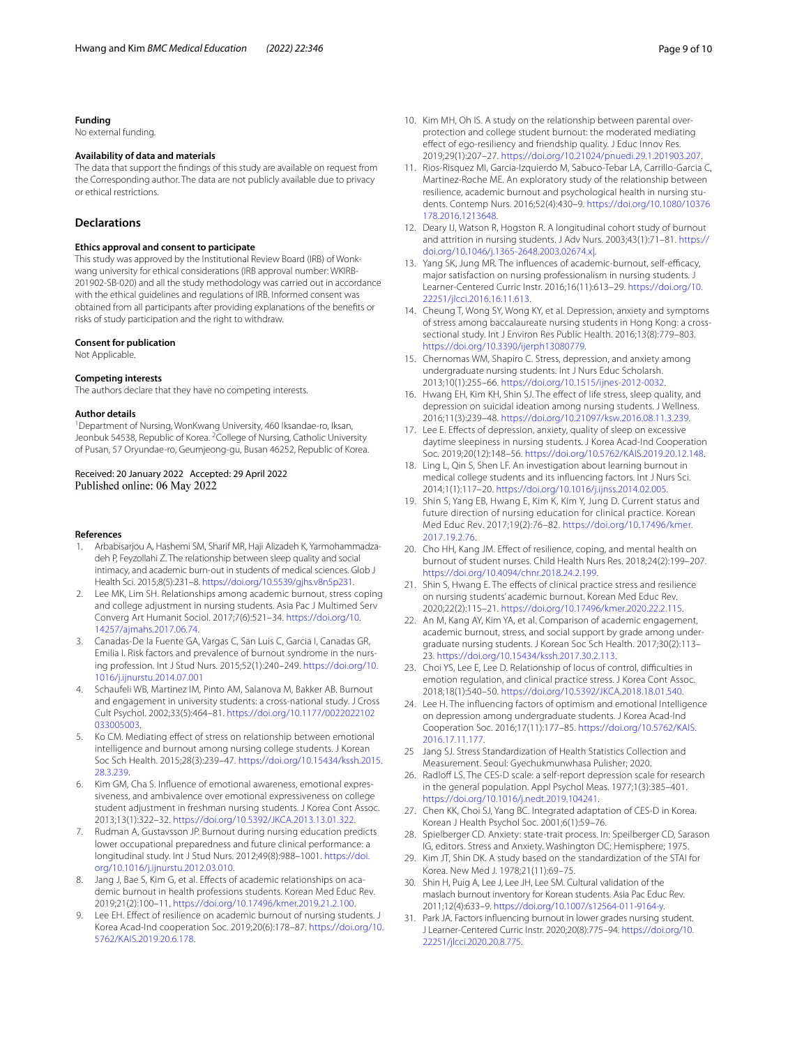**Funding**

No external funding.

**Availability of data and materials**

The data that support the findings of this study are available on request from the Corresponding author. The data are not publicly available due to privacy or ethical restrictions.

## Declarations

**Ethics approval and consent to participate**

This study was approved by the Institutional Review Board (IRB) of Wonkwang university for ethical considerations (IRB approval number: WKIRB-201902-SB-020) and all the study methodology was carried out in accordance with the ethical guidelines and regulations of IRB. Informed consent was obtained from all participants after providing explanations of the benefits or risks of study participation and the right to withdraw.

**Consent for publication**

Not Applicable.

**Competing interests**

The authors declare that they have no competing interests.

**Author details**

[1]Department of Nursing, WonKwang University, 460 Iksandae-ro, Iksan, Jeonbuk 54538, Republic of Korea. [2]College of Nursing, Catholic University of Pusan, 57 Oryundae-ro, Geumjeong-gu, Busan 46252, Republic of Korea.

Received: 20 January 2022 Accepted: 29 April 2022
Published online: 06 May 2022

**References**

1. Arbabisarjou A, Hashemi SM, Sharif MR, Haji Alizadeh K, Yarmohammadzadeh P, Feyzollahi Z. The relationship between sleep quality and social intimacy, and academic burn-out in students of medical sciences. Glob J Health Sci. 2015;8(5):231–8. https://doi.org/10.5539/gjhs.v8n5p231.
2. Lee MK, Lim SH. Relationships among academic burnout, stress coping and college adjustment in nursing students. Asia Pac J Multimed Serv Converg Art Humanit Sociol. 2017;7(6):521–34. https://doi.org/10.14257/ajmahs.2017.06.74.
3. Canadas-De la Fuente GA, Vargas C, San Luis C, Garcia I, Canadas GR, Emilia I. Risk factors and prevalence of burnout syndrome in the nursing profession. Int J Stud Nurs. 2015;52(1):240–249. https://doi.org/10.1016/j.ijnurstu.2014.07.001
4. Schaufeli WB, Martinez IM, Pinto AM, Salanova M, Bakker AB. Burnout and engagement in university students: a cross-national study. J Cross Cult Psychol. 2002;33(5):464–81. https://doi.org/10.1177/0022022102033005003.
5. Ko CM. Mediating effect of stress on relationship between emotional intelligence and burnout among nursing college students. J Korean Soc Sch Health. 2015;28(3):239–47. https://doi.org/10.15434/kssh.2015.28.3.239.
6. Kim GM, Cha S. Influence of emotional awareness, emotional expressiveness, and ambivalence over emotional expressiveness on college student adjustment in freshman nursing students. J Korea Cont Assoc. 2013;13(1):322–32. https://doi.org/10.5392/JKCA.2013.13.01.322.
7. Rudman A, Gustavsson JP. Burnout during nursing education predicts lower occupational preparedness and future clinical performance: a longitudinal study. Int J Stud Nurs. 2012;49(8):988–1001. https://doi.org/10.1016/j.ijnurstu.2012.03.010.
8. Jang J, Bae S, Kim G, et al. Effects of academic relationships on academic burnout in health professions students. Korean Med Educ Rev. 2019;21(2):100–11. https://doi.org/10.17496/kmer.2019.21.2.100.
9. Lee EH. Effect of resilience on academic burnout of nursing students. J Korea Acad-Ind cooperation Soc. 2019;20(6):178–87. https://doi.org/10.5762/KAIS.2019.20.6.178.
10. Kim MH, Oh IS. A study on the relationship between parental overprotection and college student burnout: the moderated mediating effect of ego-resiliency and friendship quality. J Educ Innov Res. 2019;29(1):207–27. https://doi.org/10.21024/pnuedi.29.1.201903.207.
11. Rios-Risquez MI, Garcia-Izquierdo M, Sabuco-Tebar LA, Carrillo-Garcia C, Martinez-Roche ME. An exploratory study of the relationship between resilience, academic burnout and psychological health in nursing students. Contemp Nurs. 2016;52(4):430–9. https://doi.org/10.1080/10376178.2016.1213648.
12. Deary IJ, Watson R, Hogston R. A longitudinal cohort study of burnout and attrition in nursing students. J Adv Nurs. 2003;43(1):71–81. https://doi.org/10.1046/j.1365-2648.2003.02674.x|.
13. Yang SK, Jung MR. The influences of academic-burnout, self-efficacy, major satisfaction on nursing professionalism in nursing students. J Learner-Centered Curric Instr. 2016;16(11):613–29. https://doi.org/10.22251/jlcci.2016.16.11.613.
14. Cheung T, Wong SY, Wong KY, et al. Depression, anxiety and symptoms of stress among baccalaureate nursing students in Hong Kong: a cross-sectional study. Int J Environ Res Public Health. 2016;13(8):779–803. https://doi.org/10.3390/ijerph13080779.
15. Chernomas WM, Shapiro C. Stress, depression, and anxiety among undergraduate nursing students. Int J Nurs Educ Scholarsh. 2013;10(1):255–66. https://doi.org/10.1515/ijnes-2012-0032.
16. Hwang EH, Kim KH, Shin SJ. The effect of life stress, sleep quality, and depression on suicidal ideation among nursing students. J Wellness. 2016;11(3):239–48. https://doi.org/10.21097/ksw.2016.08.11.3.239.
17. Lee E. Effects of depression, anxiety, quality of sleep on excessive daytime sleepiness in nursing students. J Korea Acad-Ind Cooperation Soc. 2019;20(12):148–56. https://doi.org/10.5762/KAIS.2019.20.12.148.
18. Ling L, Qin S, Shen LF. An investigation about learning burnout in medical college students and its influencing factors. Int J Nurs Sci. 2014;1(1):117–20. https://doi.org/10.1016/j.ijnss.2014.02.005.
19. Shin S, Yang EB, Hwang E, Kim K, Kim Y, Jung D. Current status and future direction of nursing education for clinical practice. Korean Med Educ Rev. 2017;19(2):76–82. https://doi.org/10.17496/kmer.2017.19.2.76.
20. Cho HH, Kang JM. Effect of resilience, coping, and mental health on burnout of student nurses. Child Health Nurs Res. 2018;24(2):199–207. https://doi.org/10.4094/chnr.2018.24.2.199.
21. Shin S, Hwang E. The effects of clinical practice stress and resilience on nursing students' academic burnout. Korean Med Educ Rev. 2020;22(2):115–21. https://doi.org/10.17496/kmer.2020.22.2.115.
22. An M, Kang AY, Kim YA, et al. Comparison of academic engagement, academic burnout, stress, and social support by grade among undergraduate nursing students. J Korean Soc Sch Health. 2017;30(2):113–23. https://doi.org/10.15434/kssh.2017.30.2.113.
23. Choi YS, Lee E, Lee D. Relationship of locus of control, difficulties in emotion regulation, and clinical practice stress. J Korea Cont Assoc. 2018;18(1):540–50. https://doi.org/10.5392/JKCA.2018.18.01.540.
24. Lee H. The influencing factors of optimism and emotional Intelligence on depression among undergraduate students. J Korea Acad-Ind Cooperation Soc. 2016;17(11):177–85. https://doi.org/10.5762/KAIS.2016.17.11.177.
25. Jang SJ. Stress Standardization of Health Statistics Collection and Measurement. Seoul: Gyechukmunwhasa Pulisher; 2020.
26. Radloff LS. The CES-D scale: a self-report depression scale for research in the general population. Appl Psychol Meas. 1977;1(3):385–401. https://doi.org/10.1016/j.nedt.2019.104241.
27. Chen KK, Choi SJ, Yang BC. Integrated adaptation of CES-D in Korea. Korean J Health Psychol Soc. 2001;6(1):59–76.
28. Spielberger CD. Anxiety: state-trait process. In: Speilberger CD, Sarason IG, editors. Stress and Anxiety. Washington DC: Hemisphere; 1975.
29. Kim JT, Shin DK. A study based on the standardization of the STAI for Korea. New Med J. 1978;21(11):69–75.
30. Shin H, Puig A, Lee J, Lee JH, Lee SM. Cultural validation of the maslach burnout inventory for Korean students. Asia Pac Educ Rev. 2011;12(4):633–9. https://doi.org/10.1007/s12564-011-9164-y.
31. Park JA. Factors influencing burnout in lower grades nursing student. J Learner-Centered Curric Instr. 2020;20(8):775–94. https://doi.org/10.22251/jlcci.2020.20.8.775.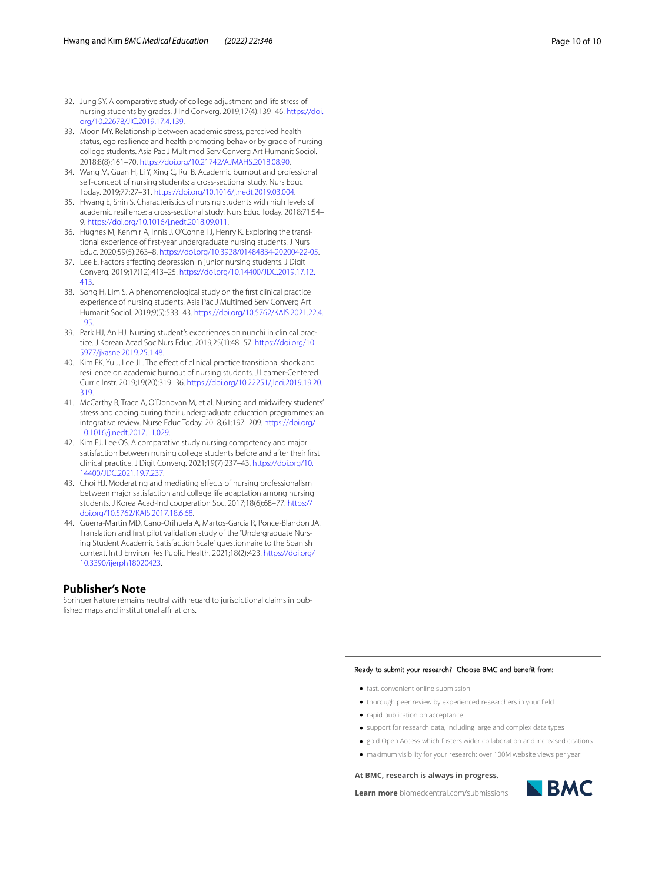32. Jung SY. A comparative study of college adjustment and life stress of nursing students by grades. J Ind Converg. 2019;17(4):139–46. https://doi.org/10.22678/JIC.2019.17.4.139.
33. Moon MY. Relationship between academic stress, perceived health status, ego resilience and health promoting behavior by grade of nursing college students. Asia Pac J Multimed Serv Converg Art Humanit Sociol. 2018;8(8):161–70. https://doi.org/10.21742/AJMAHS.2018.08.90.
34. Wang M, Guan H, Li Y, Xing C, Rui B. Academic burnout and professional self-concept of nursing students: a cross-sectional study. Nurs Educ Today. 2019;77:27–31. https://doi.org/10.1016/j.nedt.2019.03.004.
35. Hwang E, Shin S. Characteristics of nursing students with high levels of academic resilience: a cross-sectional study. Nurs Educ Today. 2018;71:54–9. https://doi.org/10.1016/j.nedt.2018.09.011.
36. Hughes M, Kenmir A, Innis J, O'Connell J, Henry K. Exploring the transitional experience of first-year undergraduate nursing students. J Nurs Educ. 2020;59(5):263–8. https://doi.org/10.3928/01484834-20200422-05.
37. Lee E. Factors affecting depression in junior nursing students. J Digit Converg. 2019;17(12):413–25. https://doi.org/10.14400/JDC.2019.17.12.413.
38. Song H, Lim S. A phenomenological study on the first clinical practice experience of nursing students. Asia Pac J Multimed Serv Converg Art Humanit Sociol. 2019;9(5):533–43. https://doi.org/10.5762/KAIS.2021.22.4.195.
39. Park HJ, An HJ. Nursing student's experiences on nunchi in clinical practice. J Korean Acad Soc Nurs Educ. 2019;25(1):48–57. https://doi.org/10.5977/jkasne.2019.25.1.48.
40. Kim EK, Yu J, Lee JL. The effect of clinical practice transitional shock and resilience on academic burnout of nursing students. J Learner-Centered Curric Instr. 2019;19(20):319–36. https://doi.org/10.22251/jlcci.2019.19.20.319.
41. McCarthy B, Trace A, O'Donovan M, et al. Nursing and midwifery students' stress and coping during their undergraduate education programmes: an integrative review. Nurse Educ Today. 2018;61:197–209. https://doi.org/10.1016/j.nedt.2017.11.029.
42. Kim EJ, Lee OS. A comparative study nursing competency and major satisfaction between nursing college students before and after their first clinical practice. J Digit Converg. 2021;19(7):237–43. https://doi.org/10.14400/JDC.2021.19.7.237.
43. Choi HJ. Moderating and mediating effects of nursing professionalism between major satisfaction and college life adaptation among nursing students. J Korea Acad-Ind cooperation Soc. 2017;18(6):68–77. https://doi.org/10.5762/KAIS.2017.18.6.68.
44. Guerra-Martin MD, Cano-Orihuela A, Martos-Garcia R, Ponce-Blandon JA. Translation and first pilot validation study of the "Undergraduate Nursing Student Academic Satisfaction Scale" questionnaire to the Spanish context. Int J Environ Res Public Health. 2021;18(2):423. https://doi.org/10.3390/ijerph18020423.

## Publisher's Note

Springer Nature remains neutral with regard to jurisdictional claims in published maps and institutional affiliations.

Ready to submit your research? Choose BMC and benefit from:

- fast, convenient online submission
- thorough peer review by experienced researchers in your field
- rapid publication on acceptance
- support for research data, including large and complex data types
- gold Open Access which fosters wider collaboration and increased citations
- maximum visibility for your research: over 100M website views per year

**At BMC, research is always in progress.**

**Learn more** biomedcentral.com/submissions

BMC